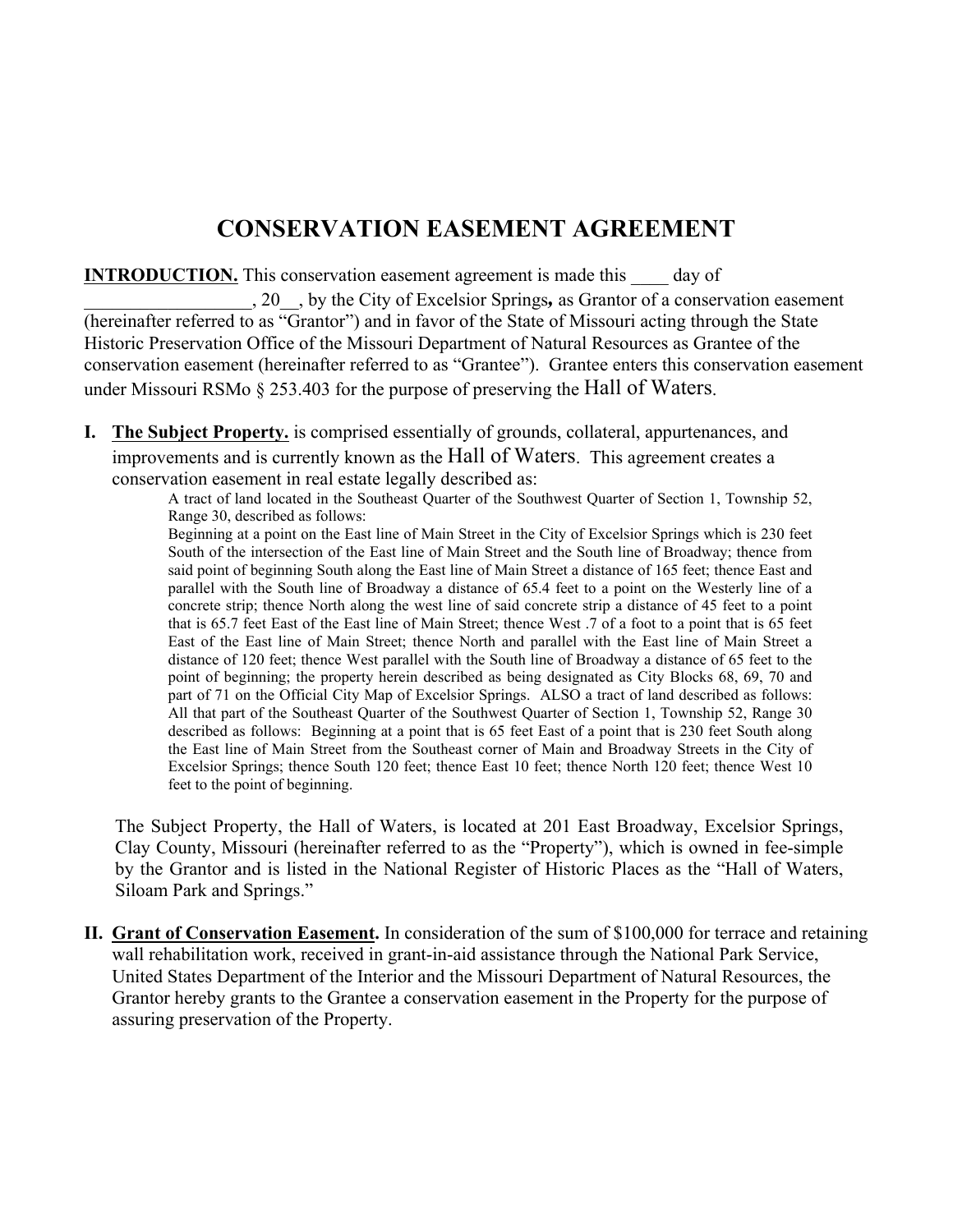# CONSERVATION EASEMENT AGREEMENT

**INTRODUCTION.** This conservation easement agreement is made this ____ day of _________________, 20__, by the City of Excelsior Springs**,** as Grantor of a conservation easement (hereinafter referred to as "Grantor") and in favor of the State of Missouri acting through the State Historic Preservation Office of the Missouri Department of Natural Resources as Grantee of the conservation easement (hereinafter referred to as "Grantee"). Grantee enters this conservation easement under Missouri RSMo § 253.403 for the purpose of preserving the Hall of Waters.

**I. The Subject Property.** is comprised essentially of grounds, collateral, appurtenances, and improvements and is currently known as the Hall of Waters. This agreement creates a conservation easement in real estate legally described as:

> A tract of land located in the Southeast Quarter of the Southwest Quarter of Section 1, Township 52, Range 30, described as follows:
> Beginning at a point on the East line of Main Street in the City of Excelsior Springs which is 230 feet South of the intersection of the East line of Main Street and the South line of Broadway; thence from said point of beginning South along the East line of Main Street a distance of 165 feet; thence East and parallel with the South line of Broadway a distance of 65.4 feet to a point on the Westerly line of a concrete strip; thence North along the west line of said concrete strip a distance of 45 feet to a point that is 65.7 feet East of the East line of Main Street; thence West .7 of a foot to a point that is 65 feet East of the East line of Main Street; thence North and parallel with the East line of Main Street a distance of 120 feet; thence West parallel with the South line of Broadway a distance of 65 feet to the point of beginning; the property herein described as being designated as City Blocks 68, 69, 70 and part of 71 on the Official City Map of Excelsior Springs. ALSO a tract of land described as follows: All that part of the Southeast Quarter of the Southwest Quarter of Section 1, Township 52, Range 30 described as follows: Beginning at a point that is 65 feet East of a point that is 230 feet South along the East line of Main Street from the Southeast corner of Main and Broadway Streets in the City of Excelsior Springs; thence South 120 feet; thence East 10 feet; thence North 120 feet; thence West 10 feet to the point of beginning.

The Subject Property, the Hall of Waters, is located at 201 East Broadway, Excelsior Springs, Clay County, Missouri (hereinafter referred to as the "Property"), which is owned in fee-simple by the Grantor and is listed in the National Register of Historic Places as the "Hall of Waters, Siloam Park and Springs."

**II. Grant of Conservation Easement.** In consideration of the sum of $100,000 for terrace and retaining wall rehabilitation work, received in grant-in-aid assistance through the National Park Service, United States Department of the Interior and the Missouri Department of Natural Resources, the Grantor hereby grants to the Grantee a conservation easement in the Property for the purpose of assuring preservation of the Property.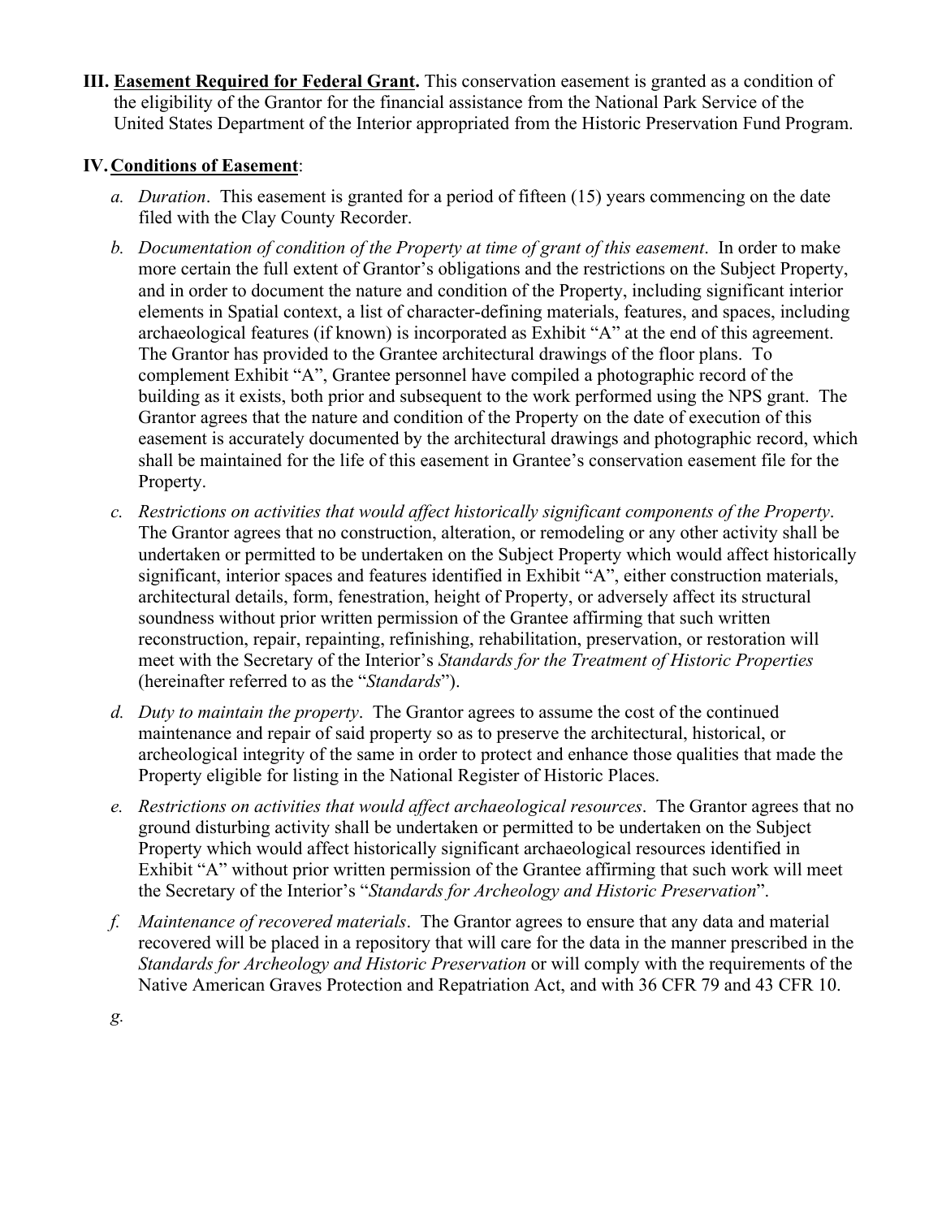**III. <u>Easement Required for Federal Grant</u>.** This conservation easement is granted as a condition of the eligibility of the Grantor for the financial assistance from the National Park Service of the United States Department of the Interior appropriated from the Historic Preservation Fund Program.

**IV. <u>Conditions of Easement</u>**:

*a. Duration*. This easement is granted for a period of fifteen (15) years commencing on the date filed with the Clay County Recorder.

*b. Documentation of condition of the Property at time of grant of this easement*. In order to make more certain the full extent of Grantor's obligations and the restrictions on the Subject Property, and in order to document the nature and condition of the Property, including significant interior elements in Spatial context, a list of character-defining materials, features, and spaces, including archaeological features (if known) is incorporated as Exhibit "A" at the end of this agreement. The Grantor has provided to the Grantee architectural drawings of the floor plans. To complement Exhibit "A", Grantee personnel have compiled a photographic record of the building as it exists, both prior and subsequent to the work performed using the NPS grant. The Grantor agrees that the nature and condition of the Property on the date of execution of this easement is accurately documented by the architectural drawings and photographic record, which shall be maintained for the life of this easement in Grantee's conservation easement file for the Property.

*c. Restrictions on activities that would affect historically significant components of the Property*. The Grantor agrees that no construction, alteration, or remodeling or any other activity shall be undertaken or permitted to be undertaken on the Subject Property which would affect historically significant, interior spaces and features identified in Exhibit "A", either construction materials, architectural details, form, fenestration, height of Property, or adversely affect its structural soundness without prior written permission of the Grantee affirming that such written reconstruction, repair, repainting, refinishing, rehabilitation, preservation, or restoration will meet with the Secretary of the Interior's *Standards for the Treatment of Historic Properties* (hereinafter referred to as the "*Standards*").

*d. Duty to maintain the property*. The Grantor agrees to assume the cost of the continued maintenance and repair of said property so as to preserve the architectural, historical, or archeological integrity of the same in order to protect and enhance those qualities that made the Property eligible for listing in the National Register of Historic Places.

*e. Restrictions on activities that would affect archaeological resources*. The Grantor agrees that no ground disturbing activity shall be undertaken or permitted to be undertaken on the Subject Property which would affect historically significant archaeological resources identified in Exhibit "A" without prior written permission of the Grantee affirming that such work will meet the Secretary of the Interior's "*Standards for Archeology and Historic Preservation*".

*f. Maintenance of recovered materials*. The Grantor agrees to ensure that any data and material recovered will be placed in a repository that will care for the data in the manner prescribed in the *Standards for Archeology and Historic Preservation* or will comply with the requirements of the Native American Graves Protection and Repatriation Act, and with 36 CFR 79 and 43 CFR 10.

*g.*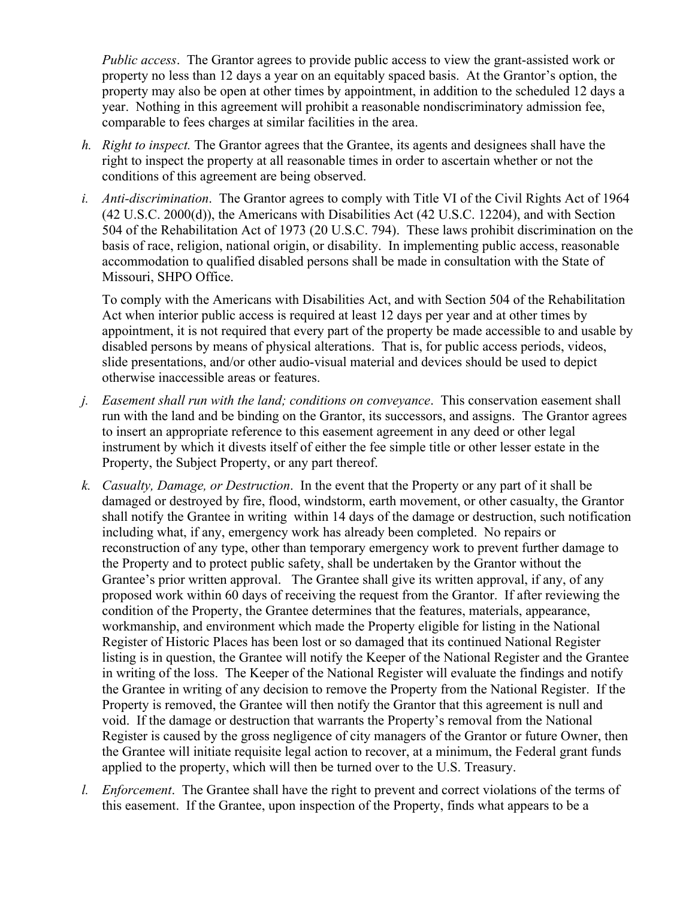*Public access*. The Grantor agrees to provide public access to view the grant-assisted work or property no less than 12 days a year on an equitably spaced basis. At the Grantor's option, the property may also be open at other times by appointment, in addition to the scheduled 12 days a year. Nothing in this agreement will prohibit a reasonable nondiscriminatory admission fee, comparable to fees charges at similar facilities in the area.

h. *Right to inspect.* The Grantor agrees that the Grantee, its agents and designees shall have the right to inspect the property at all reasonable times in order to ascertain whether or not the conditions of this agreement are being observed.

i. *Anti-discrimination*. The Grantor agrees to comply with Title VI of the Civil Rights Act of 1964 (42 U.S.C. 2000(d)), the Americans with Disabilities Act (42 U.S.C. 12204), and with Section 504 of the Rehabilitation Act of 1973 (20 U.S.C. 794). These laws prohibit discrimination on the basis of race, religion, national origin, or disability. In implementing public access, reasonable accommodation to qualified disabled persons shall be made in consultation with the State of Missouri, SHPO Office.

   To comply with the Americans with Disabilities Act, and with Section 504 of the Rehabilitation Act when interior public access is required at least 12 days per year and at other times by appointment, it is not required that every part of the property be made accessible to and usable by disabled persons by means of physical alterations. That is, for public access periods, videos, slide presentations, and/or other audio-visual material and devices should be used to depict otherwise inaccessible areas or features.

j. *Easement shall run with the land; conditions on conveyance*. This conservation easement shall run with the land and be binding on the Grantor, its successors, and assigns. The Grantor agrees to insert an appropriate reference to this easement agreement in any deed or other legal instrument by which it divests itself of either the fee simple title or other lesser estate in the Property, the Subject Property, or any part thereof.

k. *Casualty, Damage, or Destruction*. In the event that the Property or any part of it shall be damaged or destroyed by fire, flood, windstorm, earth movement, or other casualty, the Grantor shall notify the Grantee in writing within 14 days of the damage or destruction, such notification including what, if any, emergency work has already been completed. No repairs or reconstruction of any type, other than temporary emergency work to prevent further damage to the Property and to protect public safety, shall be undertaken by the Grantor without the Grantee's prior written approval. The Grantee shall give its written approval, if any, of any proposed work within 60 days of receiving the request from the Grantor. If after reviewing the condition of the Property, the Grantee determines that the features, materials, appearance, workmanship, and environment which made the Property eligible for listing in the National Register of Historic Places has been lost or so damaged that its continued National Register listing is in question, the Grantee will notify the Keeper of the National Register and the Grantee in writing of the loss. The Keeper of the National Register will evaluate the findings and notify the Grantee in writing of any decision to remove the Property from the National Register. If the Property is removed, the Grantee will then notify the Grantor that this agreement is null and void. If the damage or destruction that warrants the Property's removal from the National Register is caused by the gross negligence of city managers of the Grantor or future Owner, then the Grantee will initiate requisite legal action to recover, at a minimum, the Federal grant funds applied to the property, which will then be turned over to the U.S. Treasury.

l. *Enforcement*. The Grantee shall have the right to prevent and correct violations of the terms of this easement. If the Grantee, upon inspection of the Property, finds what appears to be a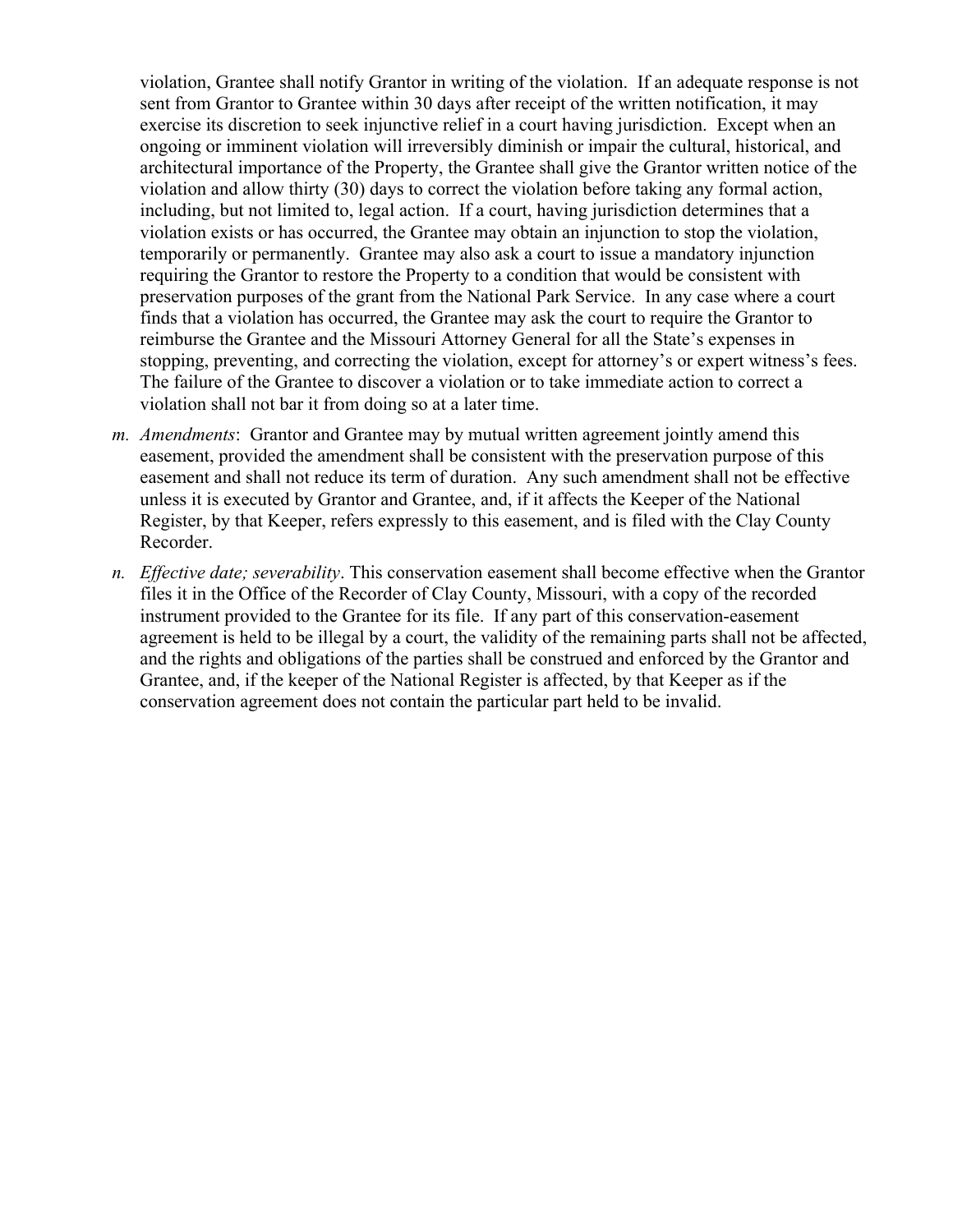violation, Grantee shall notify Grantor in writing of the violation. If an adequate response is not sent from Grantor to Grantee within 30 days after receipt of the written notification, it may exercise its discretion to seek injunctive relief in a court having jurisdiction. Except when an ongoing or imminent violation will irreversibly diminish or impair the cultural, historical, and architectural importance of the Property, the Grantee shall give the Grantor written notice of the violation and allow thirty (30) days to correct the violation before taking any formal action, including, but not limited to, legal action. If a court, having jurisdiction determines that a violation exists or has occurred, the Grantee may obtain an injunction to stop the violation, temporarily or permanently. Grantee may also ask a court to issue a mandatory injunction requiring the Grantor to restore the Property to a condition that would be consistent with preservation purposes of the grant from the National Park Service. In any case where a court finds that a violation has occurred, the Grantee may ask the court to require the Grantor to reimburse the Grantee and the Missouri Attorney General for all the State's expenses in stopping, preventing, and correcting the violation, except for attorney's or expert witness's fees. The failure of the Grantee to discover a violation or to take immediate action to correct a violation shall not bar it from doing so at a later time.

*m. Amendments*: Grantor and Grantee may by mutual written agreement jointly amend this easement, provided the amendment shall be consistent with the preservation purpose of this easement and shall not reduce its term of duration. Any such amendment shall not be effective unless it is executed by Grantor and Grantee, and, if it affects the Keeper of the National Register, by that Keeper, refers expressly to this easement, and is filed with the Clay County Recorder.

*n. Effective date; severability*. This conservation easement shall become effective when the Grantor files it in the Office of the Recorder of Clay County, Missouri, with a copy of the recorded instrument provided to the Grantee for its file. If any part of this conservation-easement agreement is held to be illegal by a court, the validity of the remaining parts shall not be affected, and the rights and obligations of the parties shall be construed and enforced by the Grantor and Grantee, and, if the keeper of the National Register is affected, by that Keeper as if the conservation agreement does not contain the particular part held to be invalid.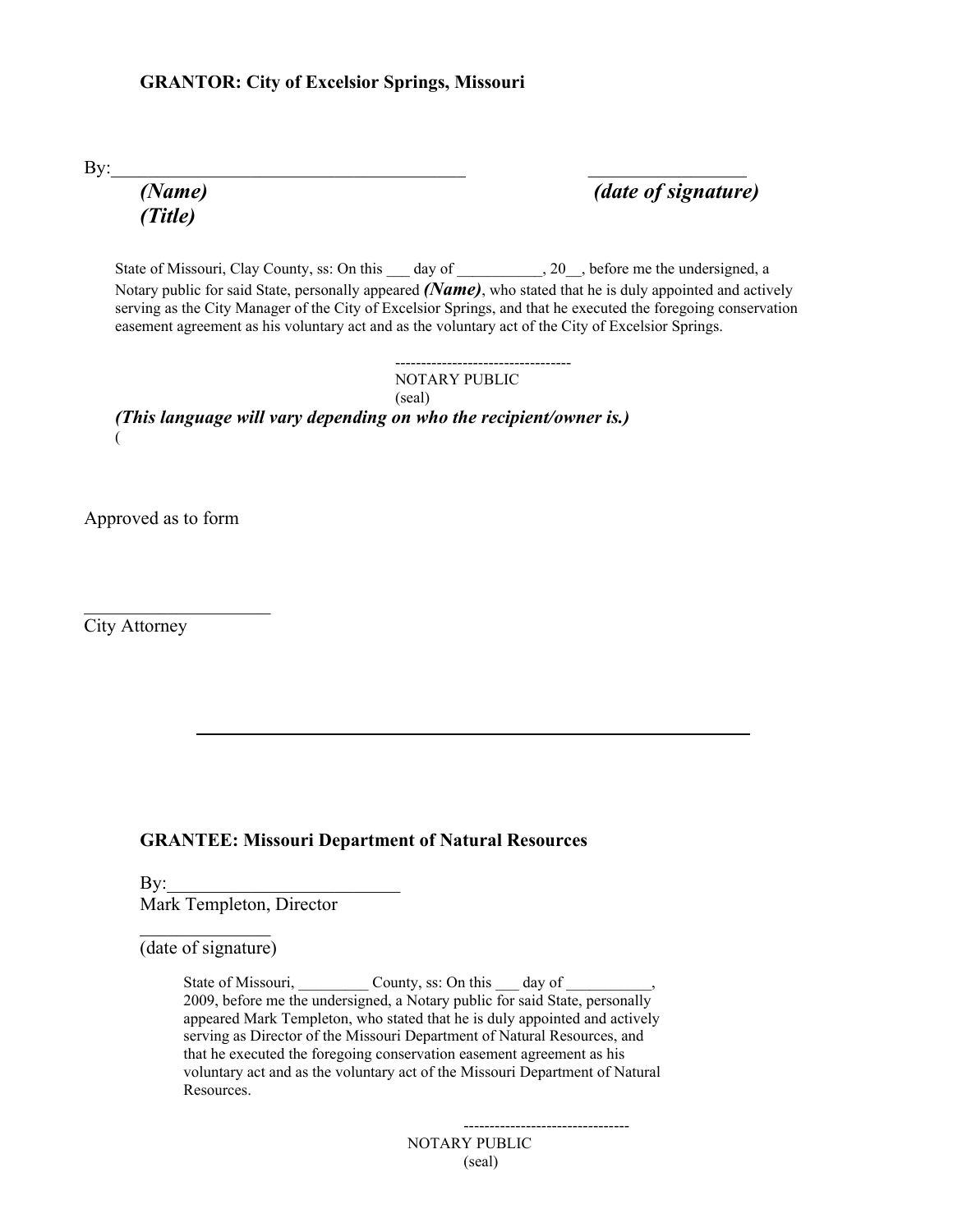**GRANTOR: City of Excelsior Springs, Missouri**

By:_______________________________________ _________________

***(Name)*** ***(date of signature)***

***(Title)***

State of Missouri, Clay County, ss: On this ___ day of ___________, 20__, before me the undersigned, a Notary public for said State, personally appeared ***(Name)***, who stated that he is duly appointed and actively serving as the City Manager of the City of Excelsior Springs, and that he executed the foregoing conservation easement agreement as his voluntary act and as the voluntary act of the City of Excelsior Springs.

----------------------------------
NOTARY PUBLIC
(seal)

***(This language will vary depending on who the recipient/owner is.)***
(

Approved as to form

____________________
City Attorney

---

**GRANTEE: Missouri Department of Natural Resources**

By:_________________________
Mark Templeton, Director

______________
(date of signature)

State of Missouri, _________ County, ss: On this ___ day of ___________, 2009, before me the undersigned, a Notary public for said State, personally appeared Mark Templeton, who stated that he is duly appointed and actively serving as Director of the Missouri Department of Natural Resources, and that he executed the foregoing conservation easement agreement as his voluntary act and as the voluntary act of the Missouri Department of Natural Resources.

--------------------------------
NOTARY PUBLIC
(seal)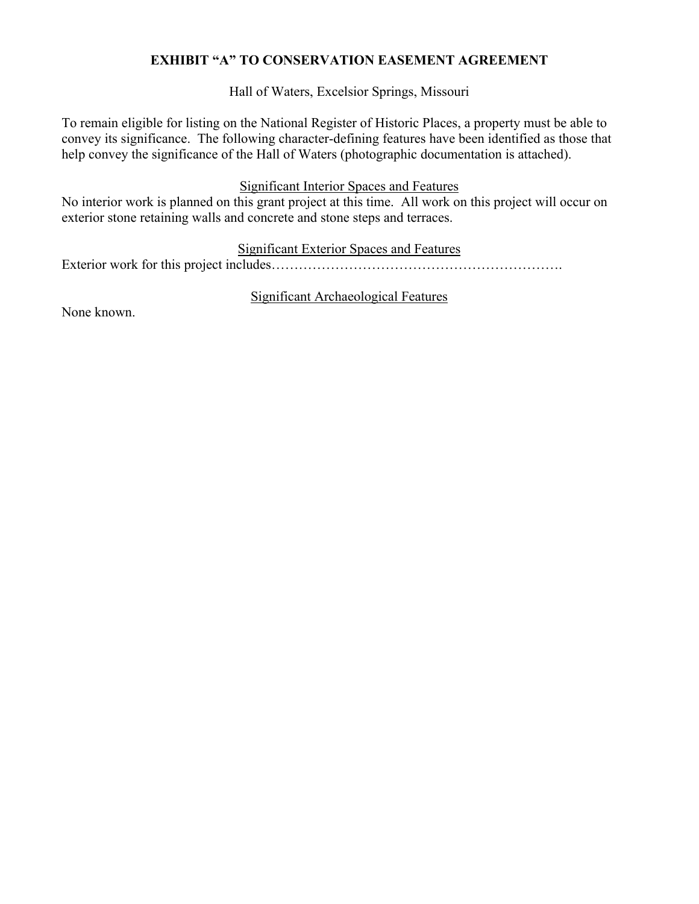# EXHIBIT "A" TO CONSERVATION EASEMENT AGREEMENT

Hall of Waters, Excelsior Springs, Missouri

To remain eligible for listing on the National Register of Historic Places, a property must be able to convey its significance. The following character-defining features have been identified as those that help convey the significance of the Hall of Waters (photographic documentation is attached).

<u>Significant Interior Spaces and Features</u>

No interior work is planned on this grant project at this time. All work on this project will occur on exterior stone retaining walls and concrete and stone steps and terraces.

<u>Significant Exterior Spaces and Features</u>

Exterior work for this project includes……………………………………………………….

<u>Significant Archaeological Features</u>

None known.